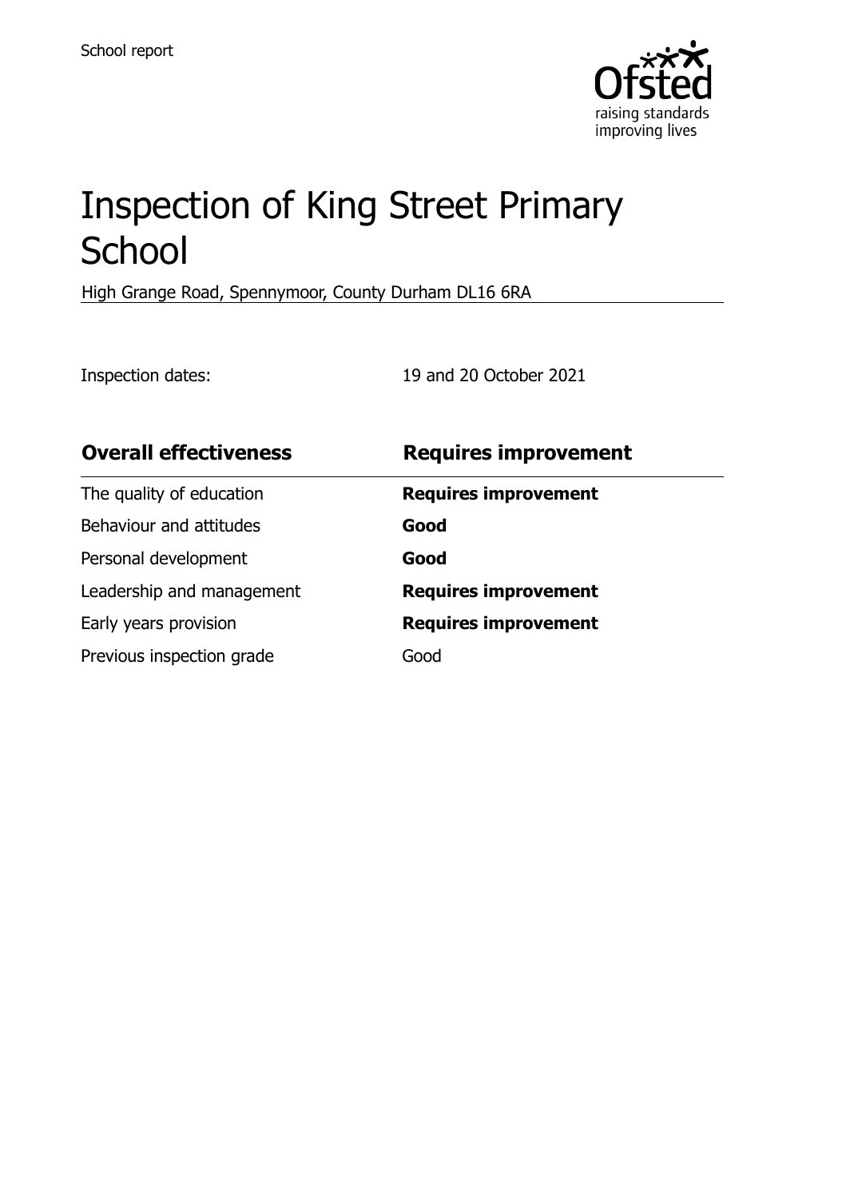School report

# Inspection of King Street Primary School

High Grange Road, Spennymoor, County Durham DL16 6RA

Inspection dates: 19 and 20 October 2021

| **Overall effectiveness** | **Requires improvement** |
|---|---|
| The quality of education | **Requires improvement** |
| Behaviour and attitudes | **Good** |
| Personal development | **Good** |
| Leadership and management | **Requires improvement** |
| Early years provision | **Requires improvement** |
| Previous inspection grade | Good |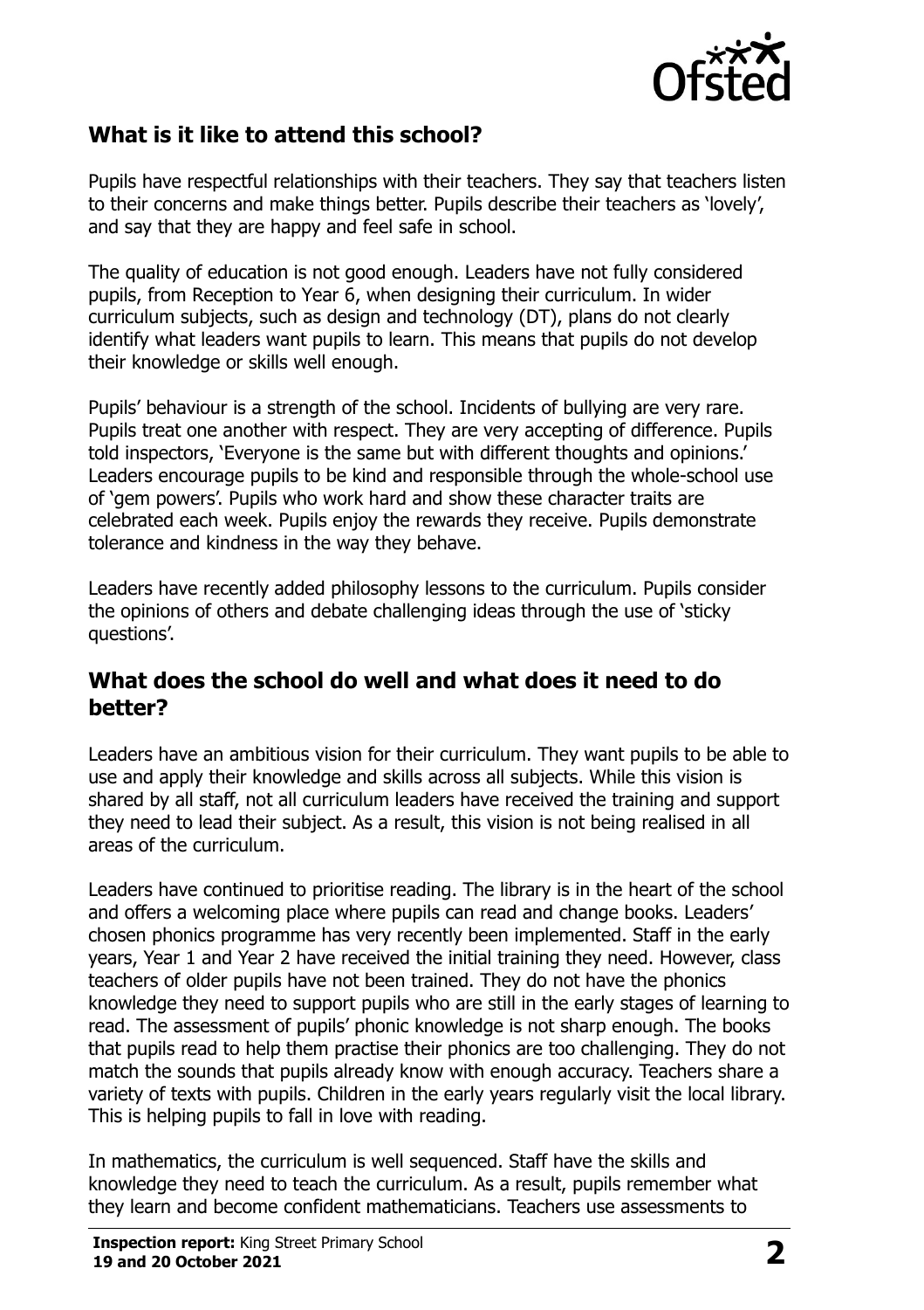## What is it like to attend this school?

Pupils have respectful relationships with their teachers. They say that teachers listen to their concerns and make things better. Pupils describe their teachers as 'lovely', and say that they are happy and feel safe in school.

The quality of education is not good enough. Leaders have not fully considered pupils, from Reception to Year 6, when designing their curriculum. In wider curriculum subjects, such as design and technology (DT), plans do not clearly identify what leaders want pupils to learn. This means that pupils do not develop their knowledge or skills well enough.

Pupils' behaviour is a strength of the school. Incidents of bullying are very rare. Pupils treat one another with respect. They are very accepting of difference. Pupils told inspectors, 'Everyone is the same but with different thoughts and opinions.' Leaders encourage pupils to be kind and responsible through the whole-school use of 'gem powers'. Pupils who work hard and show these character traits are celebrated each week. Pupils enjoy the rewards they receive. Pupils demonstrate tolerance and kindness in the way they behave.

Leaders have recently added philosophy lessons to the curriculum. Pupils consider the opinions of others and debate challenging ideas through the use of 'sticky questions'.

## What does the school do well and what does it need to do better?

Leaders have an ambitious vision for their curriculum. They want pupils to be able to use and apply their knowledge and skills across all subjects. While this vision is shared by all staff, not all curriculum leaders have received the training and support they need to lead their subject. As a result, this vision is not being realised in all areas of the curriculum.

Leaders have continued to prioritise reading. The library is in the heart of the school and offers a welcoming place where pupils can read and change books. Leaders' chosen phonics programme has very recently been implemented. Staff in the early years, Year 1 and Year 2 have received the initial training they need. However, class teachers of older pupils have not been trained. They do not have the phonics knowledge they need to support pupils who are still in the early stages of learning to read. The assessment of pupils' phonic knowledge is not sharp enough. The books that pupils read to help them practise their phonics are too challenging. They do not match the sounds that pupils already know with enough accuracy. Teachers share a variety of texts with pupils. Children in the early years regularly visit the local library. This is helping pupils to fall in love with reading.

In mathematics, the curriculum is well sequenced. Staff have the skills and knowledge they need to teach the curriculum. As a result, pupils remember what they learn and become confident mathematicians. Teachers use assessments to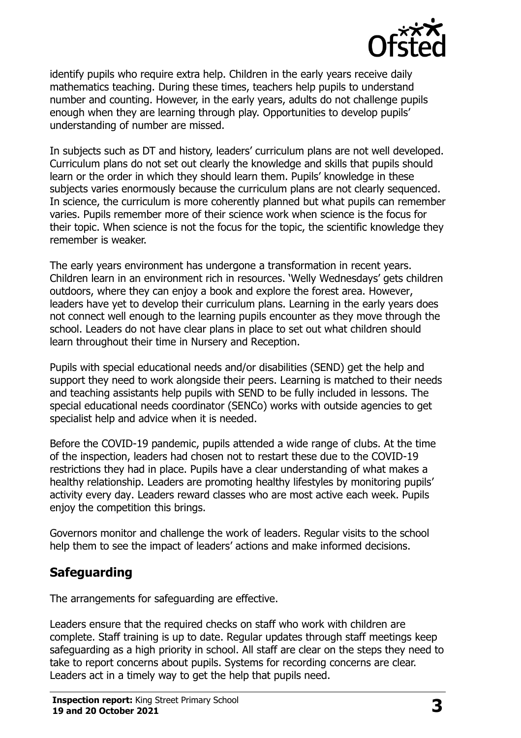identify pupils who require extra help. Children in the early years receive daily mathematics teaching. During these times, teachers help pupils to understand number and counting. However, in the early years, adults do not challenge pupils enough when they are learning through play. Opportunities to develop pupils' understanding of number are missed.

In subjects such as DT and history, leaders' curriculum plans are not well developed. Curriculum plans do not set out clearly the knowledge and skills that pupils should learn or the order in which they should learn them. Pupils' knowledge in these subjects varies enormously because the curriculum plans are not clearly sequenced. In science, the curriculum is more coherently planned but what pupils can remember varies. Pupils remember more of their science work when science is the focus for their topic. When science is not the focus for the topic, the scientific knowledge they remember is weaker.

The early years environment has undergone a transformation in recent years. Children learn in an environment rich in resources. 'Welly Wednesdays' gets children outdoors, where they can enjoy a book and explore the forest area. However, leaders have yet to develop their curriculum plans. Learning in the early years does not connect well enough to the learning pupils encounter as they move through the school. Leaders do not have clear plans in place to set out what children should learn throughout their time in Nursery and Reception.

Pupils with special educational needs and/or disabilities (SEND) get the help and support they need to work alongside their peers. Learning is matched to their needs and teaching assistants help pupils with SEND to be fully included in lessons. The special educational needs coordinator (SENCo) works with outside agencies to get specialist help and advice when it is needed.

Before the COVID-19 pandemic, pupils attended a wide range of clubs. At the time of the inspection, leaders had chosen not to restart these due to the COVID-19 restrictions they had in place. Pupils have a clear understanding of what makes a healthy relationship. Leaders are promoting healthy lifestyles by monitoring pupils' activity every day. Leaders reward classes who are most active each week. Pupils enjoy the competition this brings.

Governors monitor and challenge the work of leaders. Regular visits to the school help them to see the impact of leaders' actions and make informed decisions.

## Safeguarding

The arrangements for safeguarding are effective.

Leaders ensure that the required checks on staff who work with children are complete. Staff training is up to date. Regular updates through staff meetings keep safeguarding as a high priority in school. All staff are clear on the steps they need to take to report concerns about pupils. Systems for recording concerns are clear. Leaders act in a timely way to get the help that pupils need.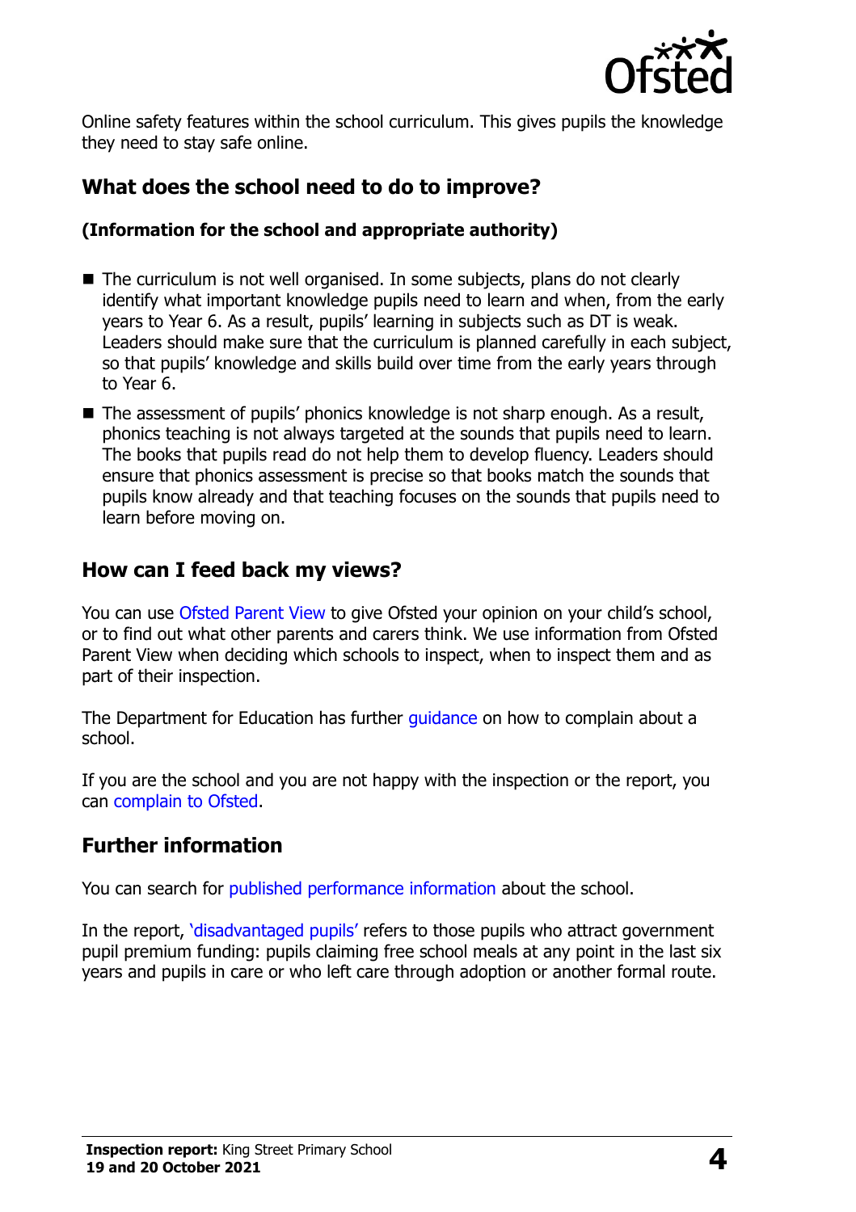Online safety features within the school curriculum. This gives pupils the knowledge they need to stay safe online.

## What does the school need to do to improve?

**(Information for the school and appropriate authority)**

- The curriculum is not well organised. In some subjects, plans do not clearly identify what important knowledge pupils need to learn and when, from the early years to Year 6. As a result, pupils' learning in subjects such as DT is weak. Leaders should make sure that the curriculum is planned carefully in each subject, so that pupils' knowledge and skills build over time from the early years through to Year 6.
- The assessment of pupils' phonics knowledge is not sharp enough. As a result, phonics teaching is not always targeted at the sounds that pupils need to learn. The books that pupils read do not help them to develop fluency. Leaders should ensure that phonics assessment is precise so that books match the sounds that pupils know already and that teaching focuses on the sounds that pupils need to learn before moving on.

## How can I feed back my views?

You can use Ofsted Parent View to give Ofsted your opinion on your child's school, or to find out what other parents and carers think. We use information from Ofsted Parent View when deciding which schools to inspect, when to inspect them and as part of their inspection.

The Department for Education has further guidance on how to complain about a school.

If you are the school and you are not happy with the inspection or the report, you can complain to Ofsted.

## Further information

You can search for published performance information about the school.

In the report, 'disadvantaged pupils' refers to those pupils who attract government pupil premium funding: pupils claiming free school meals at any point in the last six years and pupils in care or who left care through adoption or another formal route.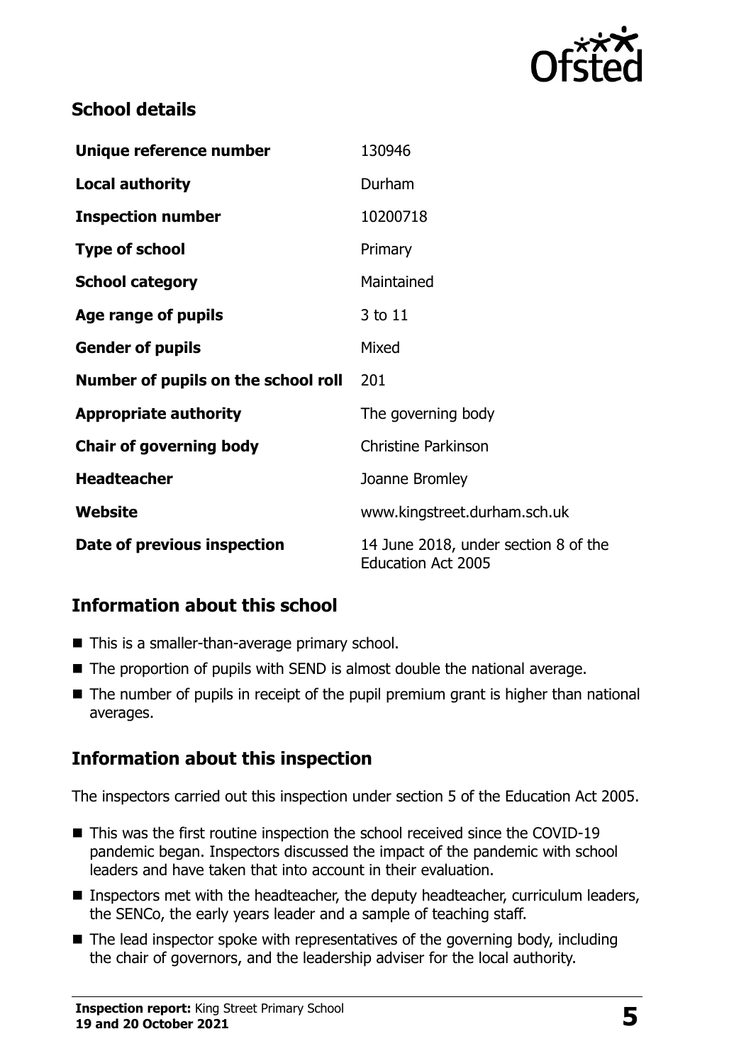## School details

| | |
|---|---|
| **Unique reference number** | 130946 |
| **Local authority** | Durham |
| **Inspection number** | 10200718 |
| **Type of school** | Primary |
| **School category** | Maintained |
| **Age range of pupils** | 3 to 11 |
| **Gender of pupils** | Mixed |
| **Number of pupils on the school roll** | 201 |
| **Appropriate authority** | The governing body |
| **Chair of governing body** | Christine Parkinson |
| **Headteacher** | Joanne Bromley |
| **Website** | www.kingstreet.durham.sch.uk |
| **Date of previous inspection** | 14 June 2018, under section 8 of the Education Act 2005 |

## Information about this school

- This is a smaller-than-average primary school.
- The proportion of pupils with SEND is almost double the national average.
- The number of pupils in receipt of the pupil premium grant is higher than national averages.

## Information about this inspection

The inspectors carried out this inspection under section 5 of the Education Act 2005.

- This was the first routine inspection the school received since the COVID-19 pandemic began. Inspectors discussed the impact of the pandemic with school leaders and have taken that into account in their evaluation.
- Inspectors met with the headteacher, the deputy headteacher, curriculum leaders, the SENCo, the early years leader and a sample of teaching staff.
- The lead inspector spoke with representatives of the governing body, including the chair of governors, and the leadership adviser for the local authority.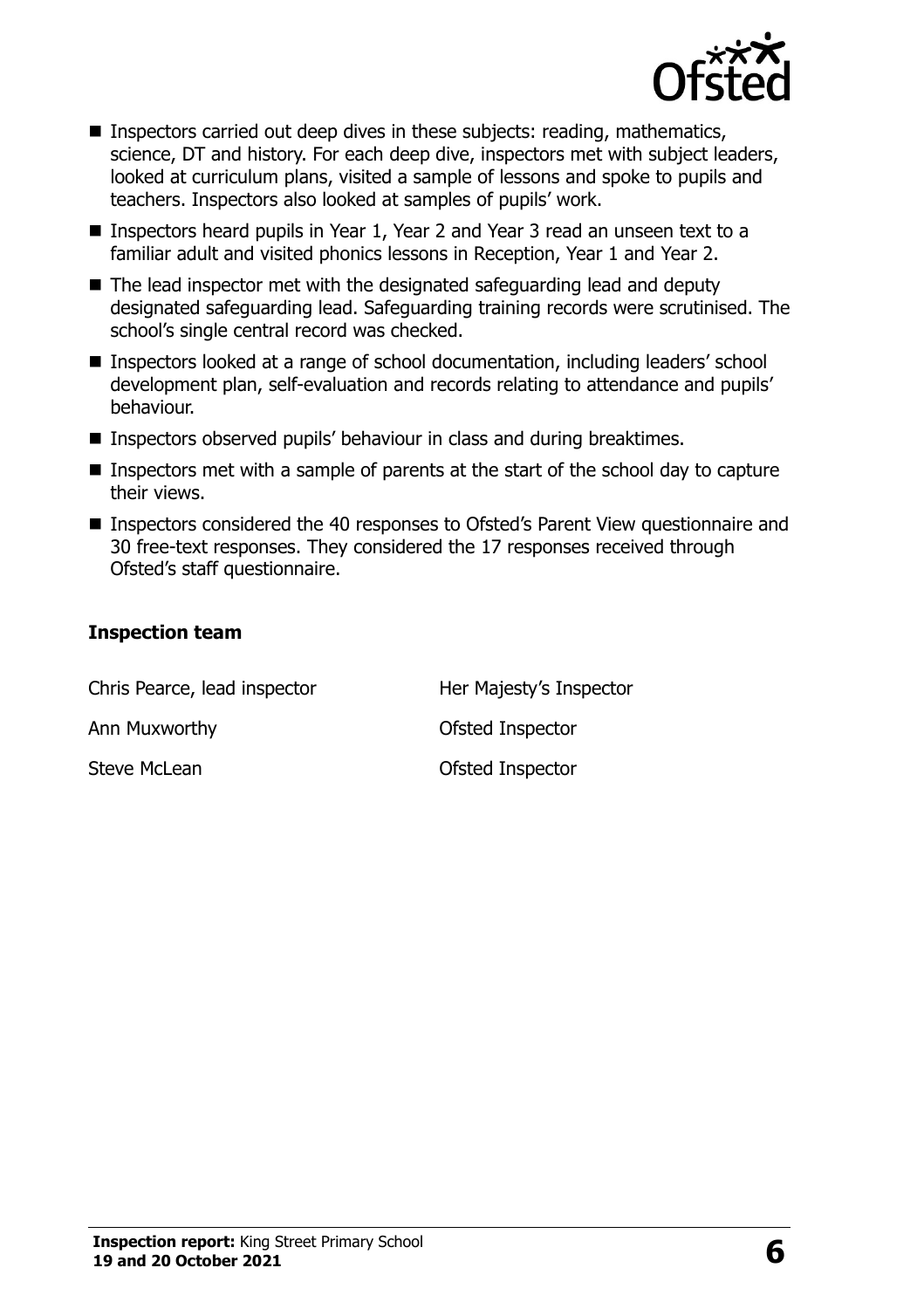- Inspectors carried out deep dives in these subjects: reading, mathematics, science, DT and history. For each deep dive, inspectors met with subject leaders, looked at curriculum plans, visited a sample of lessons and spoke to pupils and teachers. Inspectors also looked at samples of pupils' work.
- Inspectors heard pupils in Year 1, Year 2 and Year 3 read an unseen text to a familiar adult and visited phonics lessons in Reception, Year 1 and Year 2.
- The lead inspector met with the designated safeguarding lead and deputy designated safeguarding lead. Safeguarding training records were scrutinised. The school's single central record was checked.
- Inspectors looked at a range of school documentation, including leaders' school development plan, self-evaluation and records relating to attendance and pupils' behaviour.
- Inspectors observed pupils' behaviour in class and during breaktimes.
- Inspectors met with a sample of parents at the start of the school day to capture their views.
- Inspectors considered the 40 responses to Ofsted's Parent View questionnaire and 30 free-text responses. They considered the 17 responses received through Ofsted's staff questionnaire.

### Inspection team

| | |
|---|---|
| Chris Pearce, lead inspector | Her Majesty's Inspector |
| Ann Muxworthy | Ofsted Inspector |
| Steve McLean | Ofsted Inspector |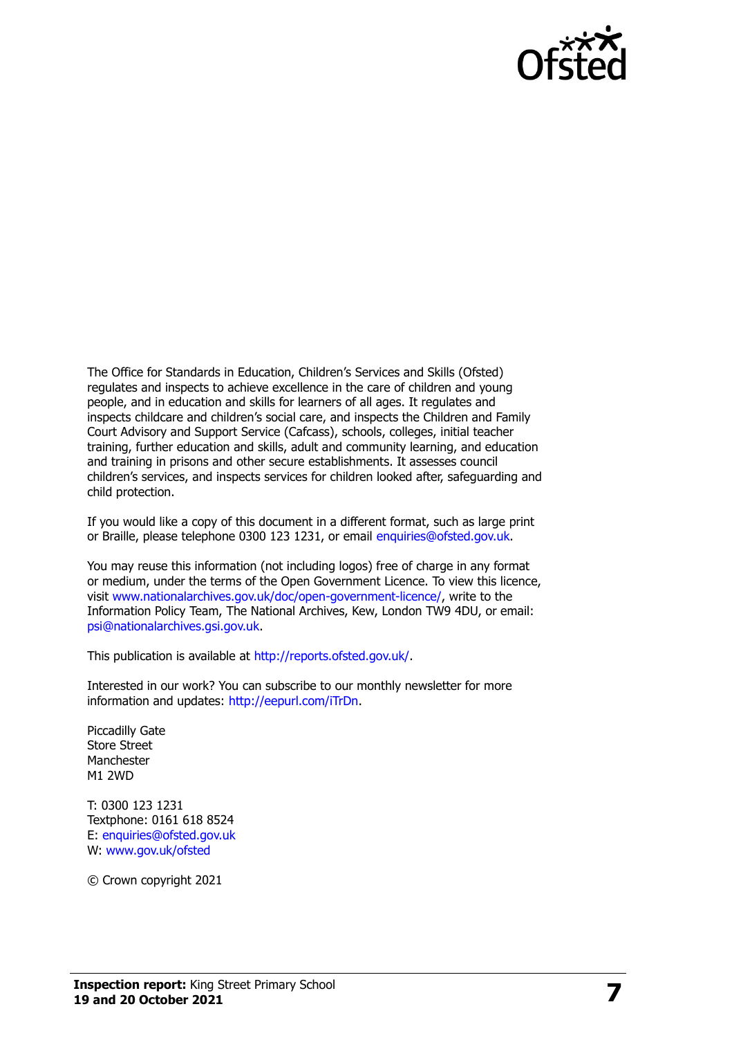The Office for Standards in Education, Children's Services and Skills (Ofsted) regulates and inspects to achieve excellence in the care of children and young people, and in education and skills for learners of all ages. It regulates and inspects childcare and children's social care, and inspects the Children and Family Court Advisory and Support Service (Cafcass), schools, colleges, initial teacher training, further education and skills, adult and community learning, and education and training in prisons and other secure establishments. It assesses council children's services, and inspects services for children looked after, safeguarding and child protection.

If you would like a copy of this document in a different format, such as large print or Braille, please telephone 0300 123 1231, or email enquiries@ofsted.gov.uk.

You may reuse this information (not including logos) free of charge in any format or medium, under the terms of the Open Government Licence. To view this licence, visit www.nationalarchives.gov.uk/doc/open-government-licence/, write to the Information Policy Team, The National Archives, Kew, London TW9 4DU, or email: psi@nationalarchives.gsi.gov.uk.

This publication is available at http://reports.ofsted.gov.uk/.

Interested in our work? You can subscribe to our monthly newsletter for more information and updates: http://eepurl.com/iTrDn.

Piccadilly Gate
Store Street
Manchester
M1 2WD

T: 0300 123 1231
Textphone: 0161 618 8524
E: enquiries@ofsted.gov.uk
W: www.gov.uk/ofsted

© Crown copyright 2021